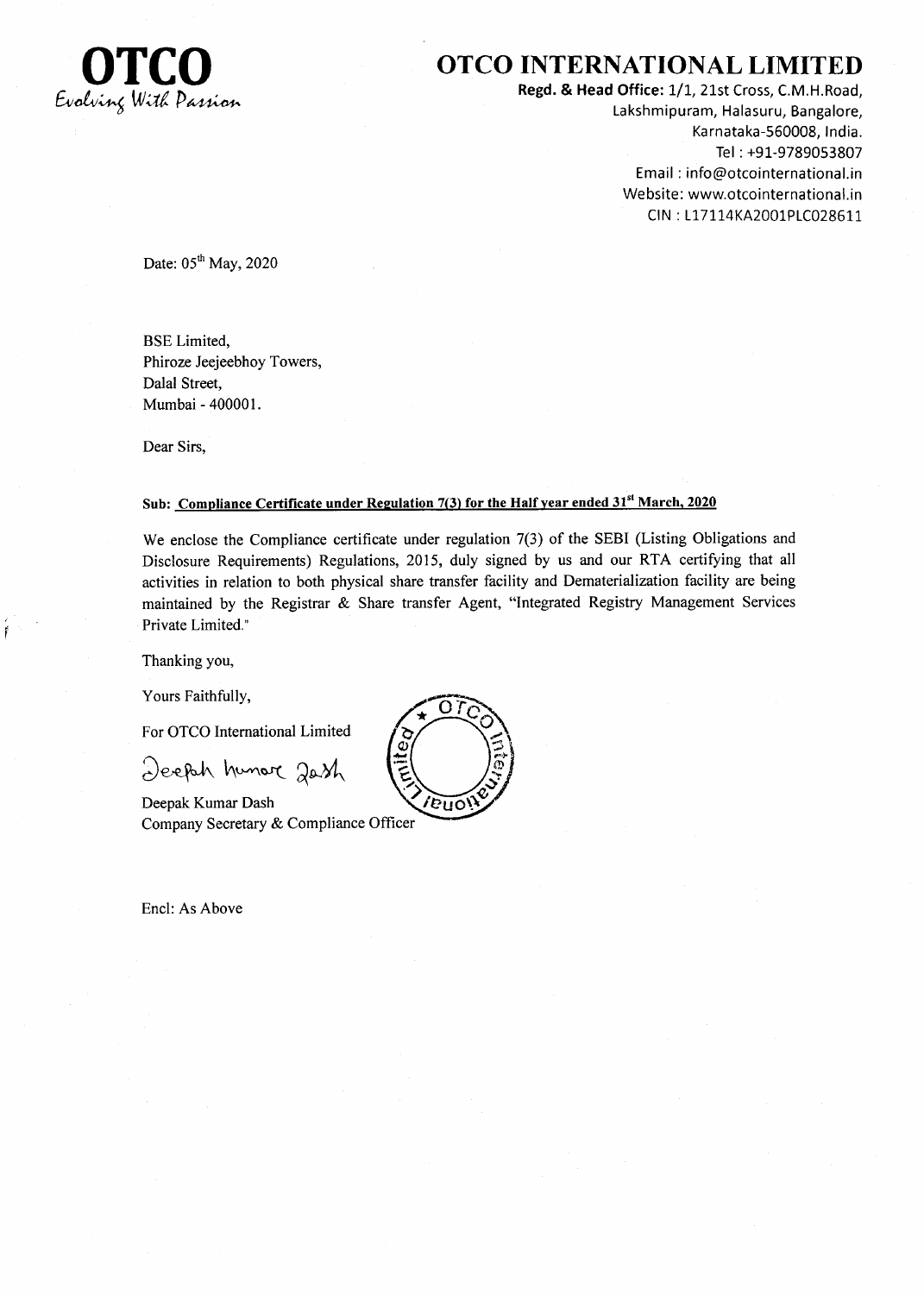**OTCO**
*Evolving With Passion*

# OTCO INTERNATIONAL LIMITED

**Regd. & Head Office:** 1/1, 21st Cross, C.M.H.Road,
Lakshmipuram, Halasuru, Bangalore,
Karnataka-560008, India.
Tel : +91-9789053807
Email : info@otcointernational.in
Website: www.otcointernational.in
CIN : L17114KA2001PLC028611

Date: 05th May, 2020

BSE Limited,
Phiroze Jeejeebhoy Towers,
Dalal Street,
Mumbai - 400001.

Dear Sirs,

**Sub: Compliance Certificate under Regulation 7(3) for the Half year ended 31st March, 2020**

We enclose the Compliance certificate under regulation 7(3) of the SEBI (Listing Obligations and Disclosure Requirements) Regulations, 2015, duly signed by us and our RTA certifying that all activities in relation to both physical share transfer facility and Dematerialization facility are being maintained by the Registrar & Share transfer Agent, "Integrated Registry Management Services Private Limited."

Thanking you,

Yours Faithfully,

For OTCO International Limited

Deepak Kumar Dash
Company Secretary & Compliance Officer

Encl: As Above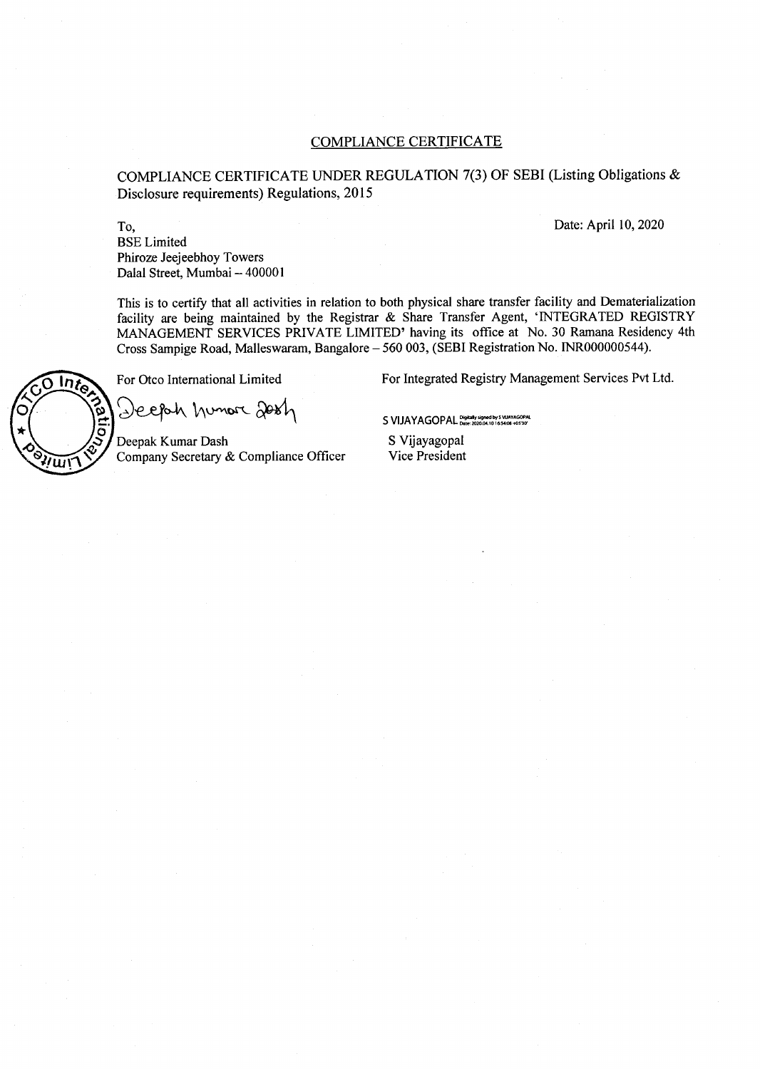# COMPLIANCE CERTIFICATE

COMPLIANCE CERTIFICATE UNDER REGULATION 7(3) OF SEBI (Listing Obligations & Disclosure requirements) Regulations, 2015

To,
BSE Limited
Phiroze Jeejeebhoy Towers
Dalal Street, Mumbai – 400001

Date: April 10, 2020

This is to certify that all activities in relation to both physical share transfer facility and Dematerialization facility are being maintained by the Registrar & Share Transfer Agent, 'INTEGRATED REGISTRY MANAGEMENT SERVICES PRIVATE LIMITED' having its office at No. 30 Ramana Residency 4th Cross Sampige Road, Malleswaram, Bangalore – 560 003, (SEBI Registration No. INR000000544).

For Otco International Limited

Deepak Kumar Dash
Company Secretary & Compliance Officer

For Integrated Registry Management Services Pvt Ltd.

S VIJAYAGOPAL Digitally signed by S VIJAYAGOPAL Date: 2020.04.10 16:54:06 +05'30'

S Vijayagopal
Vice President